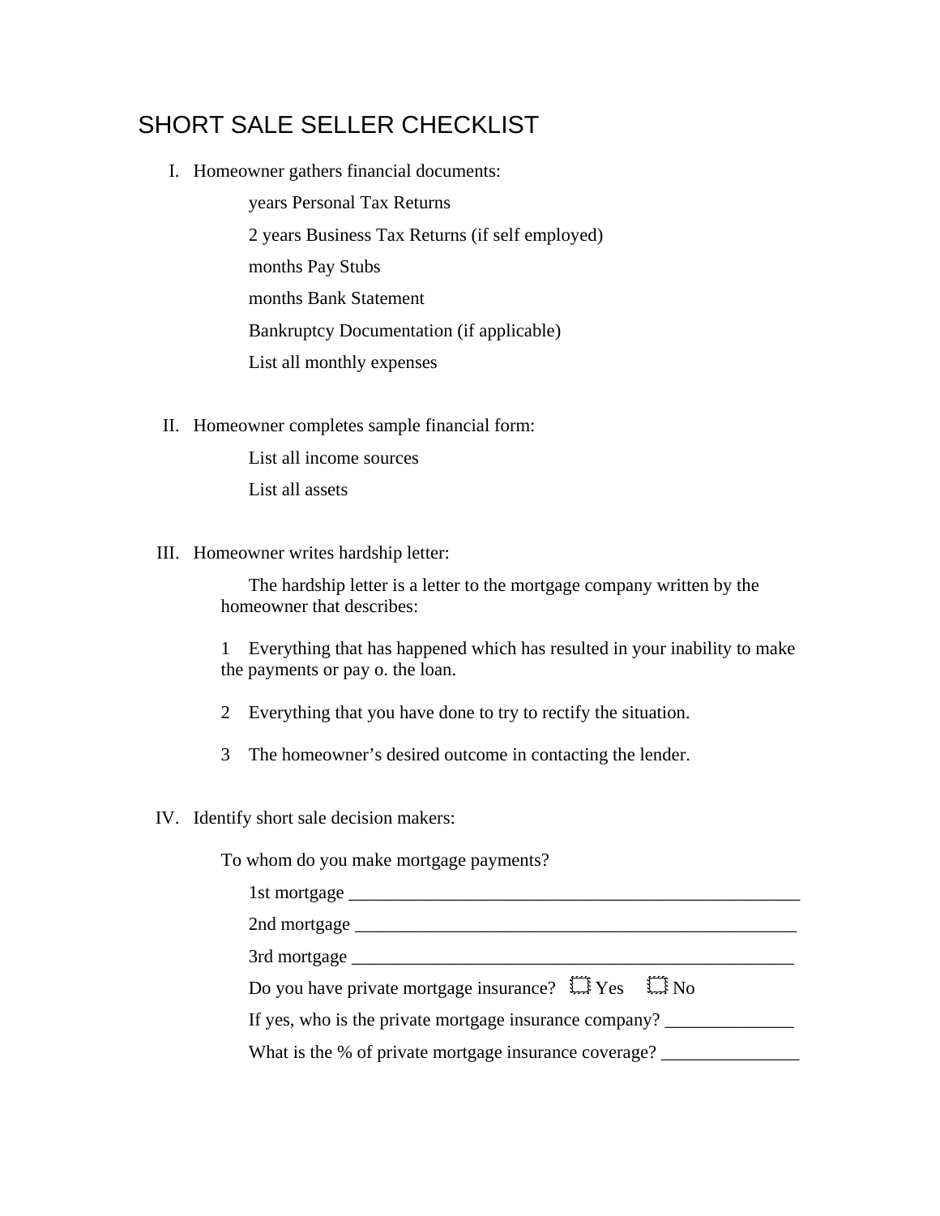# SHORT SALE SELLER CHECKLIST

I. Homeowner gathers financial documents:

- years Personal Tax Returns
- 2 years Business Tax Returns (if self employed)
- months Pay Stubs
- months Bank Statement
- Bankruptcy Documentation (if applicable)
- List all monthly expenses

II. Homeowner completes sample financial form:

- List all income sources
- List all assets

III. Homeowner writes hardship letter:

The hardship letter is a letter to the mortgage company written by the homeowner that describes:

1 Everything that has happened which has resulted in your inability to make the payments or pay o. the loan.

2 Everything that you have done to try to rectify the situation.

3 The homeowner's desired outcome in contacting the lender.

IV. Identify short sale decision makers:

To whom do you make mortgage payments?

1st mortgage ___________________________________________________

2nd mortgage __________________________________________________

3rd mortgage ___________________________________________________

Do you have private mortgage insurance? ☐ Yes ☐ No

If yes, who is the private mortgage insurance company? ______________

What is the % of private mortgage insurance coverage? _______________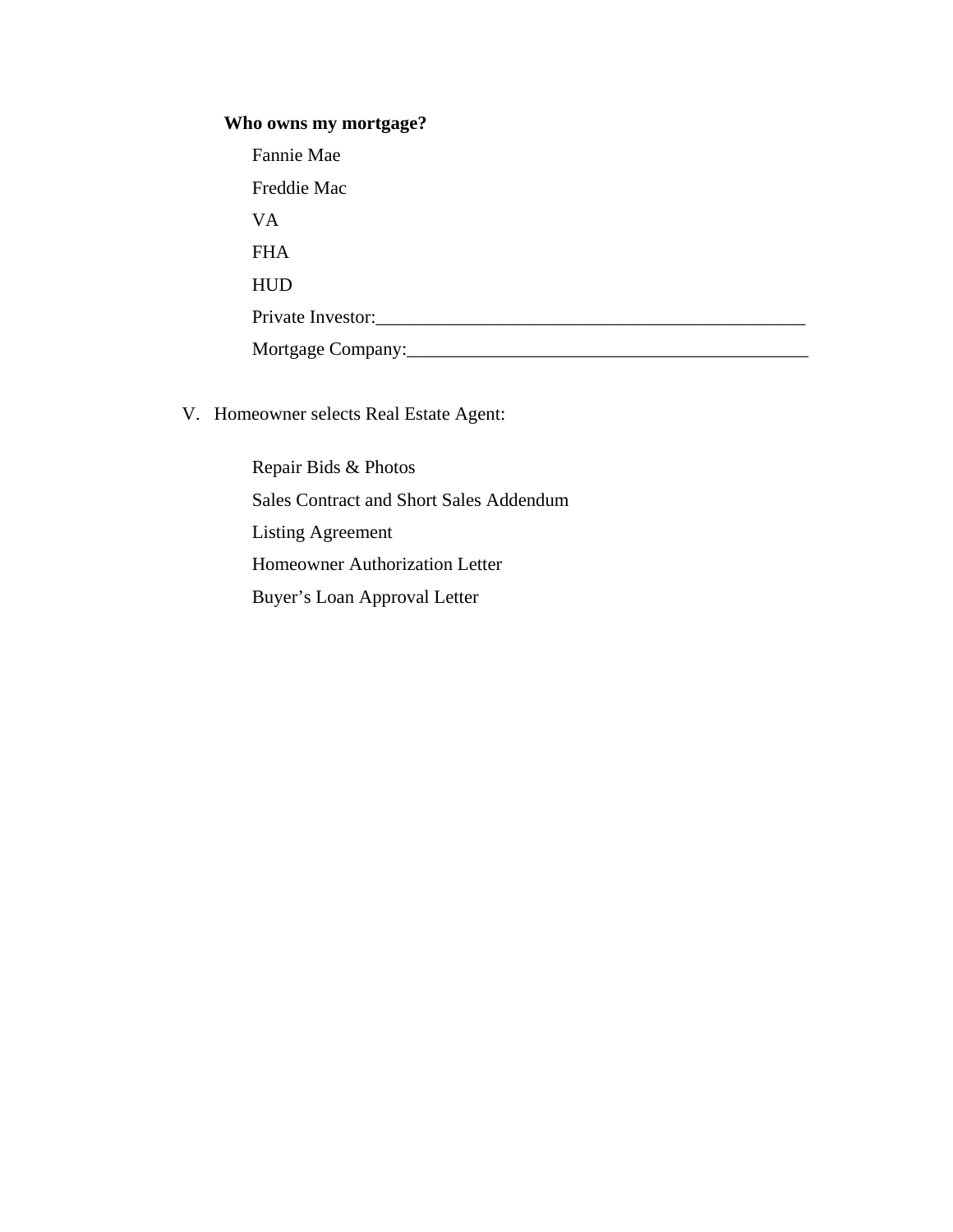**Who owns my mortgage?**

Fannie Mae

Freddie Mac

VA

FHA

HUD

Private Investor:_________________________________________________

Mortgage Company:_____________________________________________

V. Homeowner selects Real Estate Agent:

Repair Bids & Photos

Sales Contract and Short Sales Addendum

Listing Agreement

Homeowner Authorization Letter

Buyer's Loan Approval Letter